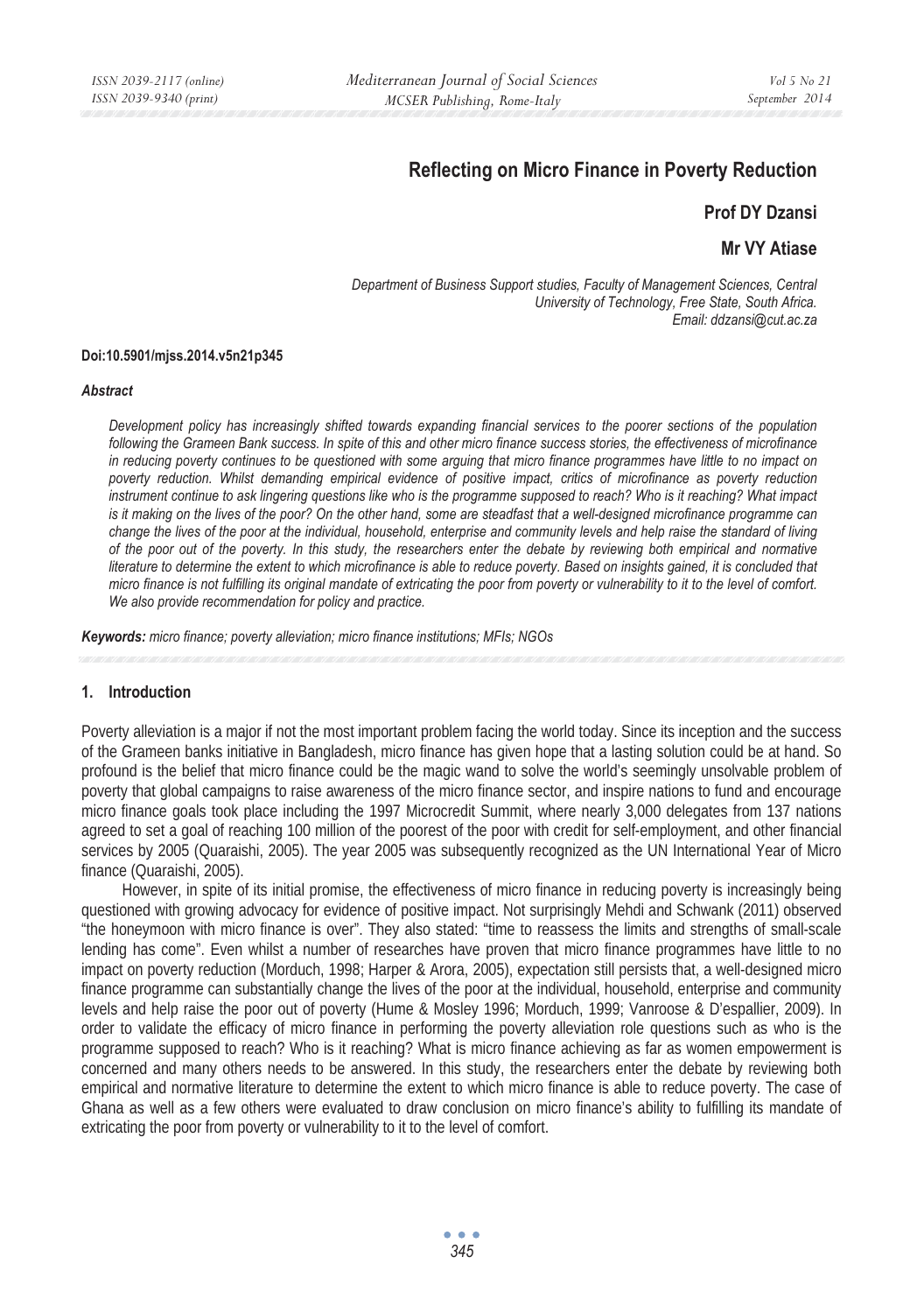# Reflecting on Micro Finance in Poverty Reduction

**Prof DY Dzansi**

**Mr VY Atiase**

*Department of Business Support studies, Faculty of Management Sciences, Central University of Technology, Free State, South Africa.*
*Email: ddzansi@cut.ac.za*

**Doi:10.5901/mjss.2014.v5n21p345**

***Abstract***

*Development policy has increasingly shifted towards expanding financial services to the poorer sections of the population following the Grameen Bank success. In spite of this and other micro finance success stories, the effectiveness of microfinance in reducing poverty continues to be questioned with some arguing that micro finance programmes have little to no impact on poverty reduction. Whilst demanding empirical evidence of positive impact, critics of microfinance as poverty reduction instrument continue to ask lingering questions like who is the programme supposed to reach? Who is it reaching? What impact is it making on the lives of the poor? On the other hand, some are steadfast that a well-designed microfinance programme can change the lives of the poor at the individual, household, enterprise and community levels and help raise the standard of living of the poor out of the poverty. In this study, the researchers enter the debate by reviewing both empirical and normative literature to determine the extent to which microfinance is able to reduce poverty. Based on insights gained, it is concluded that micro finance is not fulfilling its original mandate of extricating the poor from poverty or vulnerability to it to the level of comfort. We also provide recommendation for policy and practice.*

***Keywords:*** *micro finance; poverty alleviation; micro finance institutions; MFIs; NGOs*

## 1. Introduction

Poverty alleviation is a major if not the most important problem facing the world today. Since its inception and the success of the Grameen banks initiative in Bangladesh, micro finance has given hope that a lasting solution could be at hand. So profound is the belief that micro finance could be the magic wand to solve the world's seemingly unsolvable problem of poverty that global campaigns to raise awareness of the micro finance sector, and inspire nations to fund and encourage micro finance goals took place including the 1997 Microcredit Summit, where nearly 3,000 delegates from 137 nations agreed to set a goal of reaching 100 million of the poorest of the poor with credit for self-employment, and other financial services by 2005 (Quaraishi, 2005). The year 2005 was subsequently recognized as the UN International Year of Micro finance (Quaraishi, 2005).

However, in spite of its initial promise, the effectiveness of micro finance in reducing poverty is increasingly being questioned with growing advocacy for evidence of positive impact. Not surprisingly Mehdi and Schwank (2011) observed "the honeymoon with micro finance is over". They also stated: "time to reassess the limits and strengths of small-scale lending has come". Even whilst a number of researches have proven that micro finance programmes have little to no impact on poverty reduction (Morduch, 1998; Harper & Arora, 2005), expectation still persists that, a well-designed micro finance programme can substantially change the lives of the poor at the individual, household, enterprise and community levels and help raise the poor out of poverty (Hume & Mosley 1996; Morduch, 1999; Vanroose & D'espallier, 2009). In order to validate the efficacy of micro finance in performing the poverty alleviation role questions such as who is the programme supposed to reach? Who is it reaching? What is micro finance achieving as far as women empowerment is concerned and many others needs to be answered. In this study, the researchers enter the debate by reviewing both empirical and normative literature to determine the extent to which micro finance is able to reduce poverty. The case of Ghana as well as a few others were evaluated to draw conclusion on micro finance's ability to fulfilling its mandate of extricating the poor from poverty or vulnerability to it to the level of comfort.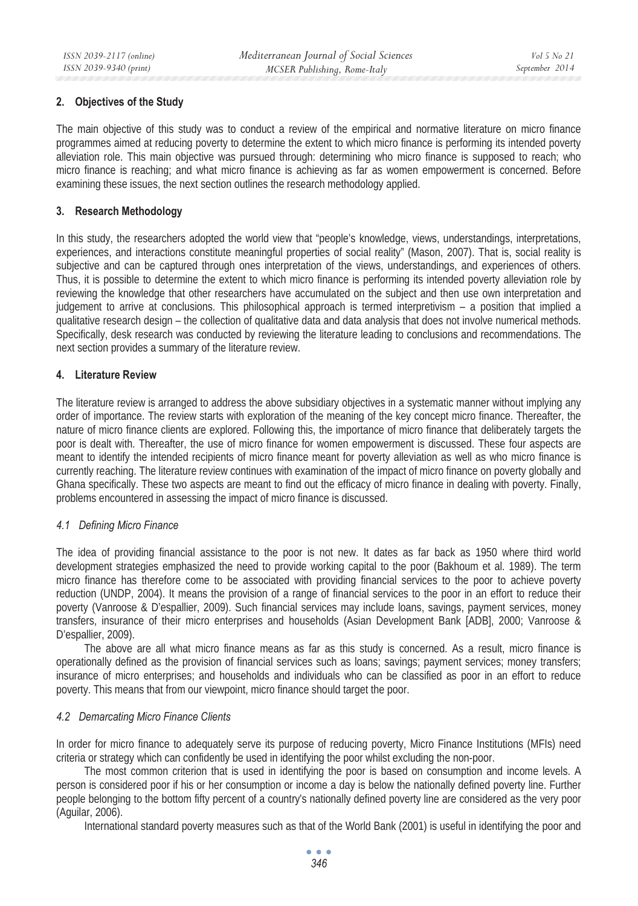## 2. Objectives of the Study

The main objective of this study was to conduct a review of the empirical and normative literature on micro finance programmes aimed at reducing poverty to determine the extent to which micro finance is performing its intended poverty alleviation role. This main objective was pursued through: determining who micro finance is supposed to reach; who micro finance is reaching; and what micro finance is achieving as far as women empowerment is concerned. Before examining these issues, the next section outlines the research methodology applied.

## 3. Research Methodology

In this study, the researchers adopted the world view that "people's knowledge, views, understandings, interpretations, experiences, and interactions constitute meaningful properties of social reality" (Mason, 2007). That is, social reality is subjective and can be captured through ones interpretation of the views, understandings, and experiences of others. Thus, it is possible to determine the extent to which micro finance is performing its intended poverty alleviation role by reviewing the knowledge that other researchers have accumulated on the subject and then use own interpretation and judgement to arrive at conclusions. This philosophical approach is termed interpretivism – a position that implied a qualitative research design – the collection of qualitative data and data analysis that does not involve numerical methods. Specifically, desk research was conducted by reviewing the literature leading to conclusions and recommendations. The next section provides a summary of the literature review.

## 4. Literature Review

The literature review is arranged to address the above subsidiary objectives in a systematic manner without implying any order of importance. The review starts with exploration of the meaning of the key concept micro finance. Thereafter, the nature of micro finance clients are explored. Following this, the importance of micro finance that deliberately targets the poor is dealt with. Thereafter, the use of micro finance for women empowerment is discussed. These four aspects are meant to identify the intended recipients of micro finance meant for poverty alleviation as well as who micro finance is currently reaching. The literature review continues with examination of the impact of micro finance on poverty globally and Ghana specifically. These two aspects are meant to find out the efficacy of micro finance in dealing with poverty. Finally, problems encountered in assessing the impact of micro finance is discussed.

### *4.1 Defining Micro Finance*

The idea of providing financial assistance to the poor is not new. It dates as far back as 1950 where third world development strategies emphasized the need to provide working capital to the poor (Bakhoum et al. 1989). The term micro finance has therefore come to be associated with providing financial services to the poor to achieve poverty reduction (UNDP, 2004). It means the provision of a range of financial services to the poor in an effort to reduce their poverty (Vanroose & D'espallier, 2009). Such financial services may include loans, savings, payment services, money transfers, insurance of their micro enterprises and households (Asian Development Bank [ADB], 2000; Vanroose & D'espallier, 2009).

The above are all what micro finance means as far as this study is concerned. As a result, micro finance is operationally defined as the provision of financial services such as loans; savings; payment services; money transfers; insurance of micro enterprises; and households and individuals who can be classified as poor in an effort to reduce poverty. This means that from our viewpoint, micro finance should target the poor.

### *4.2 Demarcating Micro Finance Clients*

In order for micro finance to adequately serve its purpose of reducing poverty, Micro Finance Institutions (MFIs) need criteria or strategy which can confidently be used in identifying the poor whilst excluding the non-poor.

The most common criterion that is used in identifying the poor is based on consumption and income levels. A person is considered poor if his or her consumption or income a day is below the nationally defined poverty line. Further people belonging to the bottom fifty percent of a country's nationally defined poverty line are considered as the very poor (Aguilar, 2006).

International standard poverty measures such as that of the World Bank (2001) is useful in identifying the poor and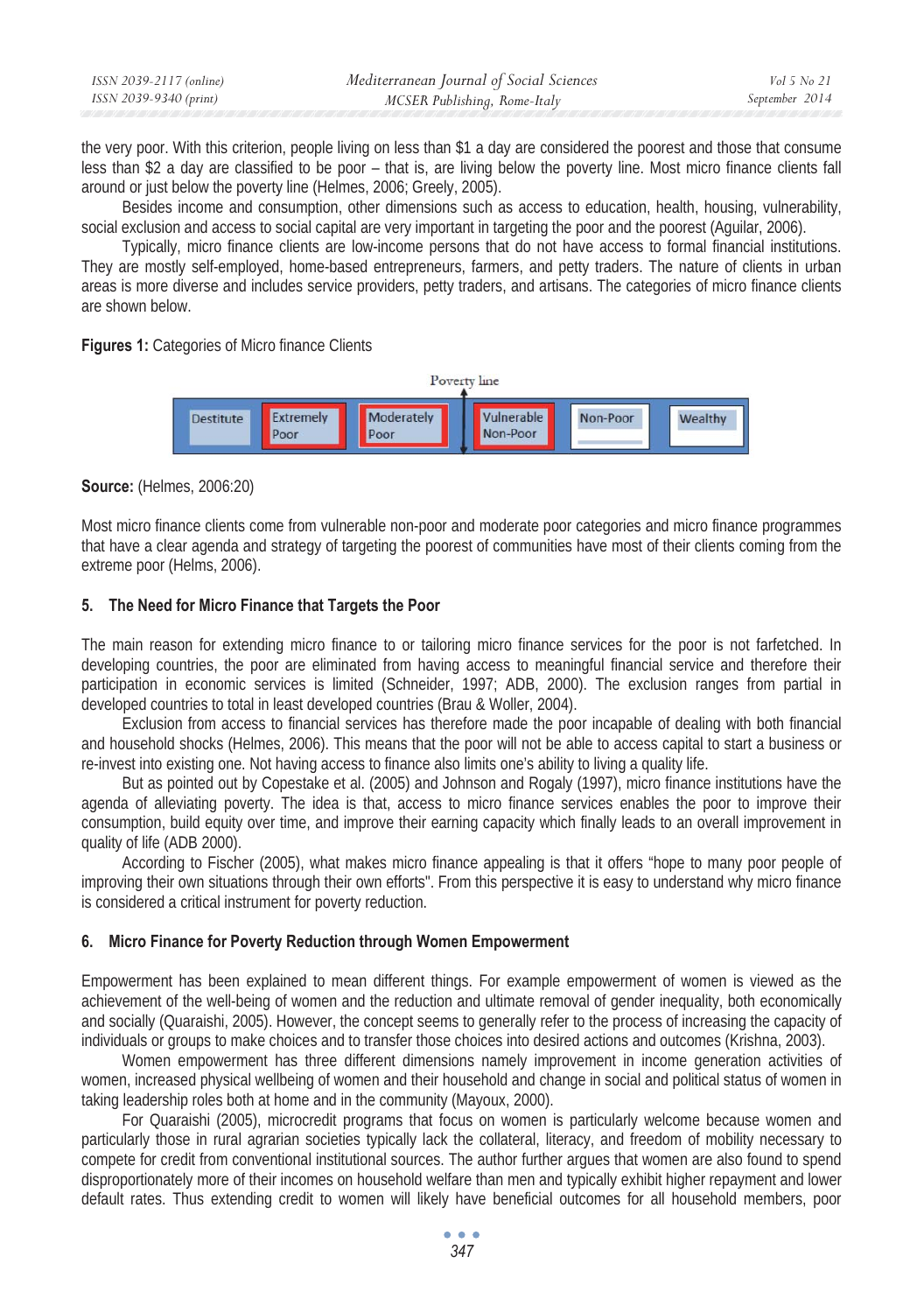the very poor. With this criterion, people living on less than $1 a day are considered the poorest and those that consume less than $2 a day are classified to be poor – that is, are living below the poverty line. Most micro finance clients fall around or just below the poverty line (Helmes, 2006; Greely, 2005).

Besides income and consumption, other dimensions such as access to education, health, housing, vulnerability, social exclusion and access to social capital are very important in targeting the poor and the poorest (Aguilar, 2006).

Typically, micro finance clients are low-income persons that do not have access to formal financial institutions. They are mostly self-employed, home-based entrepreneurs, farmers, and petty traders. The nature of clients in urban areas is more diverse and includes service providers, petty traders, and artisans. The categories of micro finance clients are shown below.

**Figures 1:** Categories of Micro finance Clients

Poverty line

| Destitute | Extremely Poor | Moderately Poor | Vulnerable Non-Poor | Non-Poor | Wealthy |
|---|---|---|---|---|---|

**Source:** (Helmes, 2006:20)

Most micro finance clients come from vulnerable non-poor and moderate poor categories and micro finance programmes that have a clear agenda and strategy of targeting the poorest of communities have most of their clients coming from the extreme poor (Helms, 2006).

### 5. The Need for Micro Finance that Targets the Poor

The main reason for extending micro finance to or tailoring micro finance services for the poor is not farfetched. In developing countries, the poor are eliminated from having access to meaningful financial service and therefore their participation in economic services is limited (Schneider, 1997; ADB, 2000). The exclusion ranges from partial in developed countries to total in least developed countries (Brau & Woller, 2004).

Exclusion from access to financial services has therefore made the poor incapable of dealing with both financial and household shocks (Helmes, 2006). This means that the poor will not be able to access capital to start a business or re-invest into existing one. Not having access to finance also limits one's ability to living a quality life.

But as pointed out by Copestake et al. (2005) and Johnson and Rogaly (1997), micro finance institutions have the agenda of alleviating poverty. The idea is that, access to micro finance services enables the poor to improve their consumption, build equity over time, and improve their earning capacity which finally leads to an overall improvement in quality of life (ADB 2000).

According to Fischer (2005), what makes micro finance appealing is that it offers "hope to many poor people of improving their own situations through their own efforts". From this perspective it is easy to understand why micro finance is considered a critical instrument for poverty reduction.

### 6. Micro Finance for Poverty Reduction through Women Empowerment

Empowerment has been explained to mean different things. For example empowerment of women is viewed as the achievement of the well-being of women and the reduction and ultimate removal of gender inequality, both economically and socially (Quaraishi, 2005). However, the concept seems to generally refer to the process of increasing the capacity of individuals or groups to make choices and to transfer those choices into desired actions and outcomes (Krishna, 2003).

Women empowerment has three different dimensions namely improvement in income generation activities of women, increased physical wellbeing of women and their household and change in social and political status of women in taking leadership roles both at home and in the community (Mayoux, 2000).

For Quaraishi (2005), microcredit programs that focus on women is particularly welcome because women and particularly those in rural agrarian societies typically lack the collateral, literacy, and freedom of mobility necessary to compete for credit from conventional institutional sources. The author further argues that women are also found to spend disproportionately more of their incomes on household welfare than men and typically exhibit higher repayment and lower default rates. Thus extending credit to women will likely have beneficial outcomes for all household members, poor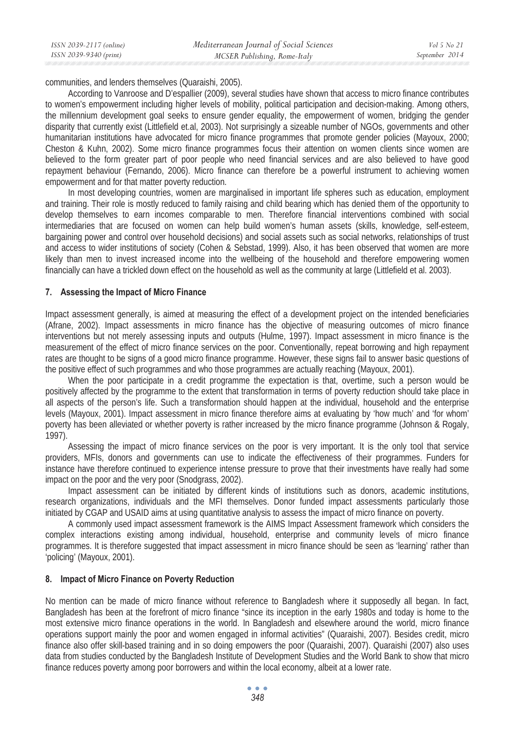communities, and lenders themselves (Quaraishi, 2005).

According to Vanroose and D'espallier (2009), several studies have shown that access to micro finance contributes to women's empowerment including higher levels of mobility, political participation and decision-making. Among others, the millennium development goal seeks to ensure gender equality, the empowerment of women, bridging the gender disparity that currently exist (Littlefield et.al, 2003). Not surprisingly a sizeable number of NGOs, governments and other humanitarian institutions have advocated for micro finance programmes that promote gender policies (Mayoux, 2000; Cheston & Kuhn, 2002). Some micro finance programmes focus their attention on women clients since women are believed to the form greater part of poor people who need financial services and are also believed to have good repayment behaviour (Fernando, 2006). Micro finance can therefore be a powerful instrument to achieving women empowerment and for that matter poverty reduction.

In most developing countries, women are marginalised in important life spheres such as education, employment and training. Their role is mostly reduced to family raising and child bearing which has denied them of the opportunity to develop themselves to earn incomes comparable to men. Therefore financial interventions combined with social intermediaries that are focused on women can help build women's human assets (skills, knowledge, self-esteem, bargaining power and control over household decisions) and social assets such as social networks, relationships of trust and access to wider institutions of society (Cohen & Sebstad, 1999). Also, it has been observed that women are more likely than men to invest increased income into the wellbeing of the household and therefore empowering women financially can have a trickled down effect on the household as well as the community at large (Littlefield et al. 2003).

## 7. Assessing the Impact of Micro Finance

Impact assessment generally, is aimed at measuring the effect of a development project on the intended beneficiaries (Afrane, 2002). Impact assessments in micro finance has the objective of measuring outcomes of micro finance interventions but not merely assessing inputs and outputs (Hulme, 1997). Impact assessment in micro finance is the measurement of the effect of micro finance services on the poor. Conventionally, repeat borrowing and high repayment rates are thought to be signs of a good micro finance programme. However, these signs fail to answer basic questions of the positive effect of such programmes and who those programmes are actually reaching (Mayoux, 2001).

When the poor participate in a credit programme the expectation is that, overtime, such a person would be positively affected by the programme to the extent that transformation in terms of poverty reduction should take place in all aspects of the person's life. Such a transformation should happen at the individual, household and the enterprise levels (Mayoux, 2001). Impact assessment in micro finance therefore aims at evaluating by 'how much' and 'for whom' poverty has been alleviated or whether poverty is rather increased by the micro finance programme (Johnson & Rogaly, 1997).

Assessing the impact of micro finance services on the poor is very important. It is the only tool that service providers, MFIs, donors and governments can use to indicate the effectiveness of their programmes. Funders for instance have therefore continued to experience intense pressure to prove that their investments have really had some impact on the poor and the very poor (Snodgrass, 2002).

Impact assessment can be initiated by different kinds of institutions such as donors, academic institutions, research organizations, individuals and the MFI themselves. Donor funded impact assessments particularly those initiated by CGAP and USAID aims at using quantitative analysis to assess the impact of micro finance on poverty.

A commonly used impact assessment framework is the AIMS Impact Assessment framework which considers the complex interactions existing among individual, household, enterprise and community levels of micro finance programmes. It is therefore suggested that impact assessment in micro finance should be seen as 'learning' rather than 'policing' (Mayoux, 2001).

## 8. Impact of Micro Finance on Poverty Reduction

No mention can be made of micro finance without reference to Bangladesh where it supposedly all began. In fact, Bangladesh has been at the forefront of micro finance "since its inception in the early 1980s and today is home to the most extensive micro finance operations in the world. In Bangladesh and elsewhere around the world, micro finance operations support mainly the poor and women engaged in informal activities" (Quaraishi, 2007). Besides credit, micro finance also offer skill-based training and in so doing empowers the poor (Quaraishi, 2007). Quaraishi (2007) also uses data from studies conducted by the Bangladesh Institute of Development Studies and the World Bank to show that micro finance reduces poverty among poor borrowers and within the local economy, albeit at a lower rate.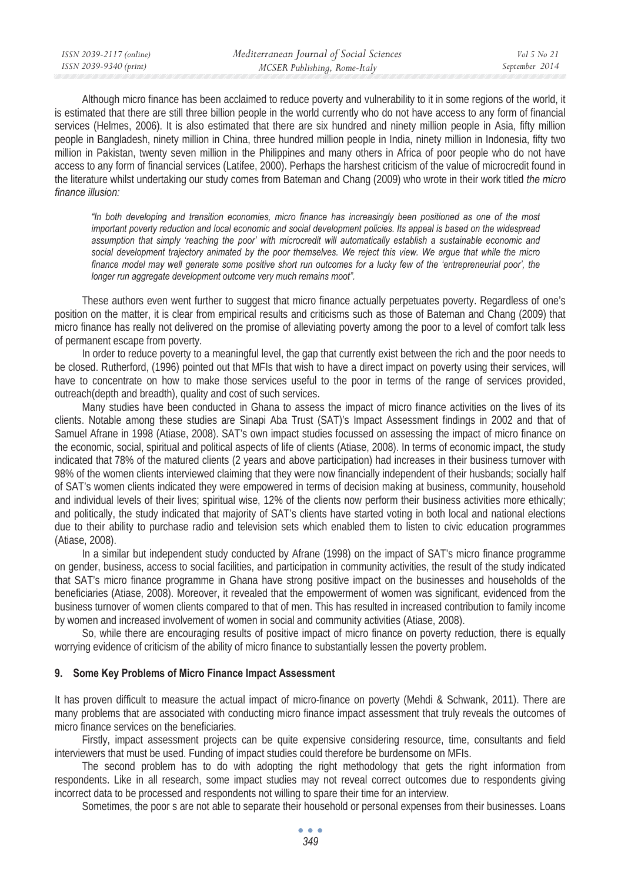Although micro finance has been acclaimed to reduce poverty and vulnerability to it in some regions of the world, it is estimated that there are still three billion people in the world currently who do not have access to any form of financial services (Helmes, 2006). It is also estimated that there are six hundred and ninety million people in Asia, fifty million people in Bangladesh, ninety million in China, three hundred million people in India, ninety million in Indonesia, fifty two million in Pakistan, twenty seven million in the Philippines and many others in Africa of poor people who do not have access to any form of financial services (Latifee, 2000). Perhaps the harshest criticism of the value of microcredit found in the literature whilst undertaking our study comes from Bateman and Chang (2009) who wrote in their work titled *the micro finance illusion:*

> *"In both developing and transition economies, micro finance has increasingly been positioned as one of the most important poverty reduction and local economic and social development policies. Its appeal is based on the widespread assumption that simply 'reaching the poor' with microcredit will automatically establish a sustainable economic and social development trajectory animated by the poor themselves. We reject this view. We argue that while the micro finance model may well generate some positive short run outcomes for a lucky few of the 'entrepreneurial poor', the longer run aggregate development outcome very much remains moot".*

These authors even went further to suggest that micro finance actually perpetuates poverty. Regardless of one's position on the matter, it is clear from empirical results and criticisms such as those of Bateman and Chang (2009) that micro finance has really not delivered on the promise of alleviating poverty among the poor to a level of comfort talk less of permanent escape from poverty.

In order to reduce poverty to a meaningful level, the gap that currently exist between the rich and the poor needs to be closed. Rutherford, (1996) pointed out that MFIs that wish to have a direct impact on poverty using their services, will have to concentrate on how to make those services useful to the poor in terms of the range of services provided, outreach(depth and breadth), quality and cost of such services.

Many studies have been conducted in Ghana to assess the impact of micro finance activities on the lives of its clients. Notable among these studies are Sinapi Aba Trust (SAT)'s Impact Assessment findings in 2002 and that of Samuel Afrane in 1998 (Atiase, 2008). SAT's own impact studies focussed on assessing the impact of micro finance on the economic, social, spiritual and political aspects of life of clients (Atiase, 2008). In terms of economic impact, the study indicated that 78% of the matured clients (2 years and above participation) had increases in their business turnover with 98% of the women clients interviewed claiming that they were now financially independent of their husbands; socially half of SAT's women clients indicated they were empowered in terms of decision making at business, community, household and individual levels of their lives; spiritual wise, 12% of the clients now perform their business activities more ethically; and politically, the study indicated that majority of SAT's clients have started voting in both local and national elections due to their ability to purchase radio and television sets which enabled them to listen to civic education programmes (Atiase, 2008).

In a similar but independent study conducted by Afrane (1998) on the impact of SAT's micro finance programme on gender, business, access to social facilities, and participation in community activities, the result of the study indicated that SAT's micro finance programme in Ghana have strong positive impact on the businesses and households of the beneficiaries (Atiase, 2008). Moreover, it revealed that the empowerment of women was significant, evidenced from the business turnover of women clients compared to that of men. This has resulted in increased contribution to family income by women and increased involvement of women in social and community activities (Atiase, 2008).

So, while there are encouraging results of positive impact of micro finance on poverty reduction, there is equally worrying evidence of criticism of the ability of micro finance to substantially lessen the poverty problem.

## 9. Some Key Problems of Micro Finance Impact Assessment

It has proven difficult to measure the actual impact of micro-finance on poverty (Mehdi & Schwank, 2011). There are many problems that are associated with conducting micro finance impact assessment that truly reveals the outcomes of micro finance services on the beneficiaries.

Firstly, impact assessment projects can be quite expensive considering resource, time, consultants and field interviewers that must be used. Funding of impact studies could therefore be burdensome on MFIs.

The second problem has to do with adopting the right methodology that gets the right information from respondents. Like in all research, some impact studies may not reveal correct outcomes due to respondents giving incorrect data to be processed and respondents not willing to spare their time for an interview.

Sometimes, the poor s are not able to separate their household or personal expenses from their businesses. Loans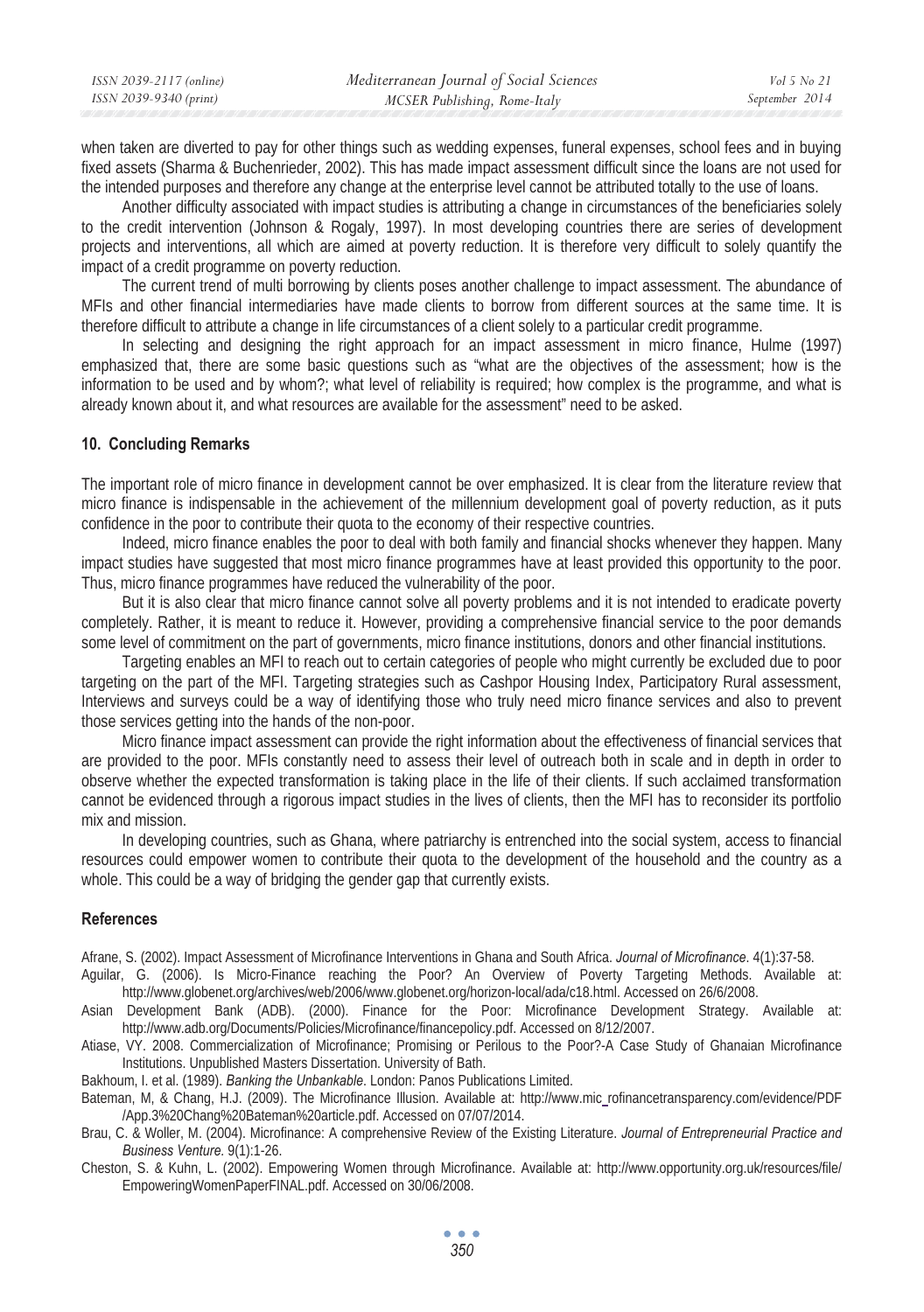when taken are diverted to pay for other things such as wedding expenses, funeral expenses, school fees and in buying fixed assets (Sharma & Buchenrieder, 2002). This has made impact assessment difficult since the loans are not used for the intended purposes and therefore any change at the enterprise level cannot be attributed totally to the use of loans.

Another difficulty associated with impact studies is attributing a change in circumstances of the beneficiaries solely to the credit intervention (Johnson & Rogaly, 1997). In most developing countries there are series of development projects and interventions, all which are aimed at poverty reduction. It is therefore very difficult to solely quantify the impact of a credit programme on poverty reduction.

The current trend of multi borrowing by clients poses another challenge to impact assessment. The abundance of MFIs and other financial intermediaries have made clients to borrow from different sources at the same time. It is therefore difficult to attribute a change in life circumstances of a client solely to a particular credit programme.

In selecting and designing the right approach for an impact assessment in micro finance, Hulme (1997) emphasized that, there are some basic questions such as "what are the objectives of the assessment; how is the information to be used and by whom?; what level of reliability is required; how complex is the programme, and what is already known about it, and what resources are available for the assessment" need to be asked.

## 10. Concluding Remarks

The important role of micro finance in development cannot be over emphasized. It is clear from the literature review that micro finance is indispensable in the achievement of the millennium development goal of poverty reduction, as it puts confidence in the poor to contribute their quota to the economy of their respective countries.

Indeed, micro finance enables the poor to deal with both family and financial shocks whenever they happen. Many impact studies have suggested that most micro finance programmes have at least provided this opportunity to the poor. Thus, micro finance programmes have reduced the vulnerability of the poor.

But it is also clear that micro finance cannot solve all poverty problems and it is not intended to eradicate poverty completely. Rather, it is meant to reduce it. However, providing a comprehensive financial service to the poor demands some level of commitment on the part of governments, micro finance institutions, donors and other financial institutions.

Targeting enables an MFI to reach out to certain categories of people who might currently be excluded due to poor targeting on the part of the MFI. Targeting strategies such as Cashpor Housing Index, Participatory Rural assessment, Interviews and surveys could be a way of identifying those who truly need micro finance services and also to prevent those services getting into the hands of the non-poor.

Micro finance impact assessment can provide the right information about the effectiveness of financial services that are provided to the poor. MFIs constantly need to assess their level of outreach both in scale and in depth in order to observe whether the expected transformation is taking place in the life of their clients. If such acclaimed transformation cannot be evidenced through a rigorous impact studies in the lives of clients, then the MFI has to reconsider its portfolio mix and mission.

In developing countries, such as Ghana, where patriarchy is entrenched into the social system, access to financial resources could empower women to contribute their quota to the development of the household and the country as a whole. This could be a way of bridging the gender gap that currently exists.

## References

Afrane, S. (2002). Impact Assessment of Microfinance Interventions in Ghana and South Africa. *Journal of Microfinance*. 4(1):37-58.

Aguilar, G. (2006). Is Micro-Finance reaching the Poor? An Overview of Poverty Targeting Methods. Available at: http://www.globenet.org/archives/web/2006/www.globenet.org/horizon-local/ada/c18.html. Accessed on 26/6/2008.

Asian Development Bank (ADB). (2000). Finance for the Poor: Microfinance Development Strategy. Available at: http://www.adb.org/Documents/Policies/Microfinance/financepolicy.pdf. Accessed on 8/12/2007.

Atiase, VY. 2008. Commercialization of Microfinance; Promising or Perilous to the Poor?-A Case Study of Ghanaian Microfinance Institutions. Unpublished Masters Dissertation. University of Bath.

Bakhoum, I. et al. (1989). *Banking the Unbankable*. London: Panos Publications Limited.

Bateman, M, & Chang, H.J. (2009). The Microfinance Illusion. Available at: http://www.mic_rofinancetransparency.com/evidence/PDF/App.3%20Chang%20Bateman%20article.pdf. Accessed on 07/07/2014.

Brau, C. & Woller, M. (2004). Microfinance: A comprehensive Review of the Existing Literature. *Journal of Entrepreneurial Practice and Business Venture*. 9(1):1-26.

Cheston, S. & Kuhn, L. (2002). Empowering Women through Microfinance. Available at: http://www.opportunity.org.uk/resources/file/EmpoweringWomenPaperFINAL.pdf. Accessed on 30/06/2008.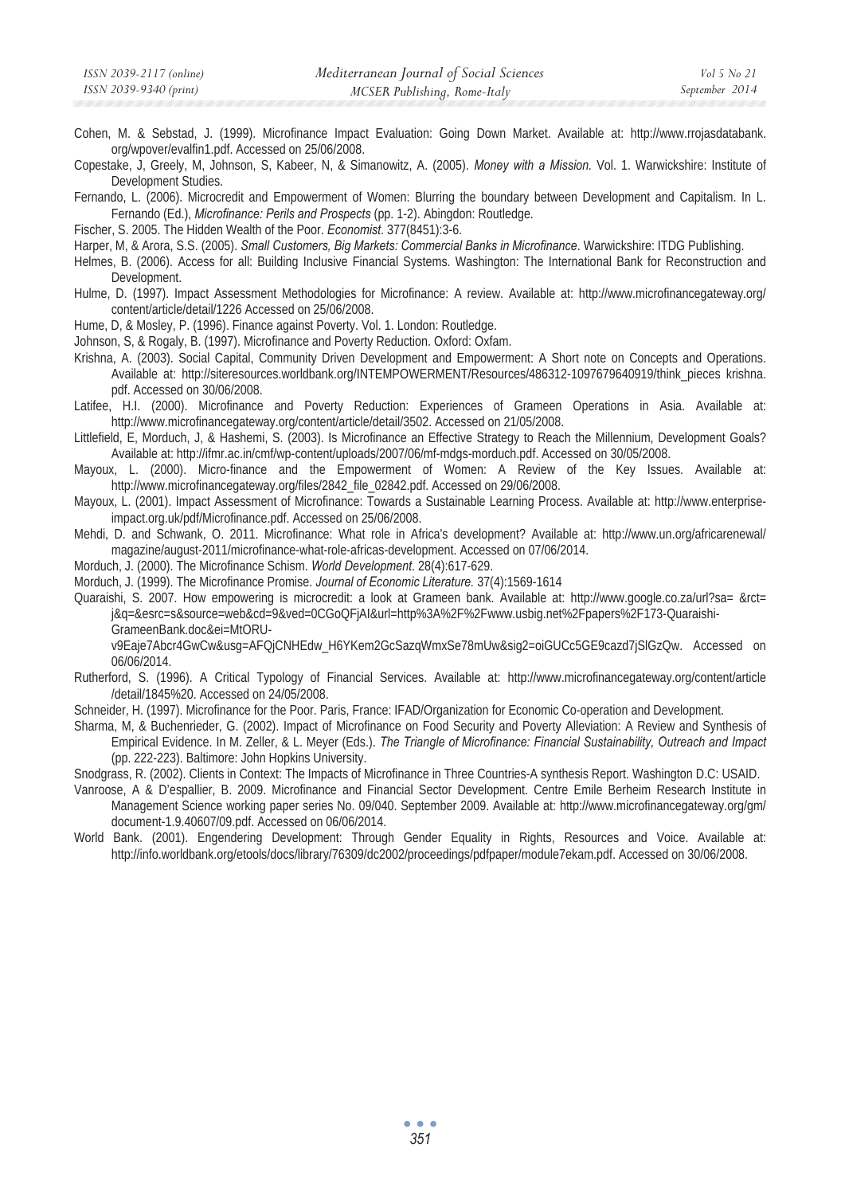Cohen, M. & Sebstad, J. (1999). Microfinance Impact Evaluation: Going Down Market. Available at: http://www.rrojasdatabank.org/wpover/evalfin1.pdf. Accessed on 25/06/2008.

Copestake, J, Greely, M, Johnson, S, Kabeer, N, & Simanowitz, A. (2005). *Money with a Mission.* Vol. 1. Warwickshire: Institute of Development Studies.

Fernando, L. (2006). Microcredit and Empowerment of Women: Blurring the boundary between Development and Capitalism. In L. Fernando (Ed.), *Microfinance: Perils and Prospects* (pp. 1-2). Abingdon: Routledge.

Fischer, S. 2005. The Hidden Wealth of the Poor. *Economist*. 377(8451):3-6.

Harper, M, & Arora, S.S. (2005). *Small Customers, Big Markets: Commercial Banks in Microfinance*. Warwickshire: ITDG Publishing.

Helmes, B. (2006). Access for all: Building Inclusive Financial Systems. Washington: The International Bank for Reconstruction and Development.

Hulme, D. (1997). Impact Assessment Methodologies for Microfinance: A review. Available at: http://www.microfinancegateway.org/content/article/detail/1226 Accessed on 25/06/2008.

Hume, D, & Mosley, P. (1996). Finance against Poverty. Vol. 1. London: Routledge.

Johnson, S, & Rogaly, B. (1997). Microfinance and Poverty Reduction. Oxford: Oxfam.

Krishna, A. (2003). Social Capital, Community Driven Development and Empowerment: A Short note on Concepts and Operations. Available at: http://siteresources.worldbank.org/INTEMPOWERMENT/Resources/486312-1097679640919/think_pieces krishna.pdf. Accessed on 30/06/2008.

Latifee, H.I. (2000). Microfinance and Poverty Reduction: Experiences of Grameen Operations in Asia. Available at: http://www.microfinancegateway.org/content/article/detail/3502. Accessed on 21/05/2008.

Littlefield, E, Morduch, J, & Hashemi, S. (2003). Is Microfinance an Effective Strategy to Reach the Millennium, Development Goals? Available at: http://ifmr.ac.in/cmf/wp-content/uploads/2007/06/mf-mdgs-morduch.pdf. Accessed on 30/05/2008.

Mayoux, L. (2000). Micro-finance and the Empowerment of Women: A Review of the Key Issues. Available at: http://www.microfinancegateway.org/files/2842_file_02842.pdf. Accessed on 29/06/2008.

Mayoux, L. (2001). Impact Assessment of Microfinance: Towards a Sustainable Learning Process. Available at: http://www.enterprise-impact.org.uk/pdf/Microfinance.pdf. Accessed on 25/06/2008.

Mehdi, D. and Schwank, O. 2011. Microfinance: What role in Africa's development? Available at: http://www.un.org/africarenewal/magazine/august-2011/microfinance-what-role-africas-development. Accessed on 07/06/2014.

Morduch, J. (2000). The Microfinance Schism. *World Development*. 28(4):617-629.

Morduch, J. (1999). The Microfinance Promise. *Journal of Economic Literature*. 37(4):1569-1614

Quaraishi, S. 2007. How empowering is microcredit: a look at Grameen bank. Available at: http://www.google.co.za/url?sa= &rct=j&q=&esrc=s&source=web&cd=9&ved=0CGoQFjAI&url=http%3A%2F%2Fwww.usbig.net%2Fpapers%2F173-Quaraishi-GrameenBank.doc&ei=MtORU-v9Eaje7Abcr4GwCw&usg=AFQjCNHEdw_H6YKem2GcSazqWmxSe78mUw&sig2=oiGUCc5GE9cazd7jSlGzQw. Accessed on 06/06/2014.

Rutherford, S. (1996). A Critical Typology of Financial Services. Available at: http://www.microfinancegateway.org/content/article/detail/1845%20. Accessed on 24/05/2008.

Schneider, H. (1997). Microfinance for the Poor. Paris, France: IFAD/Organization for Economic Co-operation and Development.

Sharma, M, & Buchenrieder, G. (2002). Impact of Microfinance on Food Security and Poverty Alleviation: A Review and Synthesis of Empirical Evidence. In M. Zeller, & L. Meyer (Eds.). *The Triangle of Microfinance: Financial Sustainability, Outreach and Impact* (pp. 222-223). Baltimore: John Hopkins University.

Snodgrass, R. (2002). Clients in Context: The Impacts of Microfinance in Three Countries-A synthesis Report. Washington D.C: USAID.

Vanroose, A & D'espallier, B. 2009. Microfinance and Financial Sector Development. Centre Emile Berheim Research Institute in Management Science working paper series No. 09/040. September 2009. Available at: http://www.microfinancegateway.org/gm/document-1.9.40607/09.pdf. Accessed on 06/06/2014.

World Bank. (2001). Engendering Development: Through Gender Equality in Rights, Resources and Voice. Available at: http://info.worldbank.org/etools/docs/library/76309/dc2002/proceedings/pdfpaper/module7ekam.pdf. Accessed on 30/06/2008.